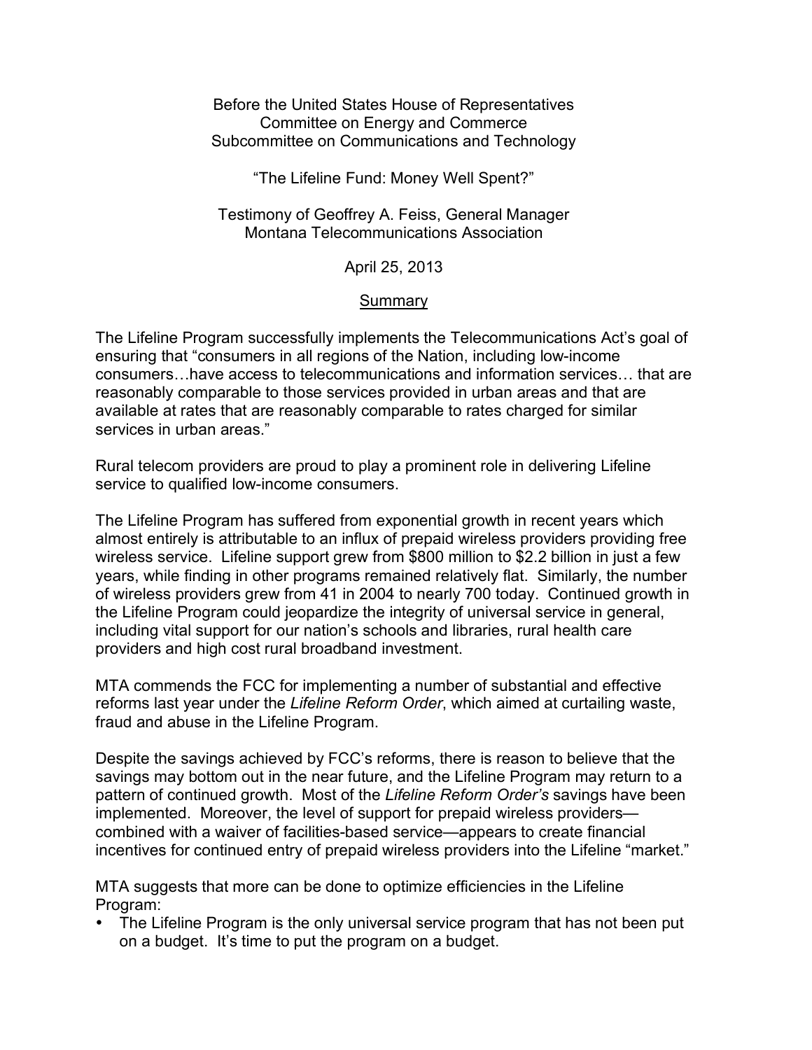Before the United States House of Representatives
Committee on Energy and Commerce
Subcommittee on Communications and Technology

"The Lifeline Fund: Money Well Spent?"

Testimony of Geoffrey A. Feiss, General Manager
Montana Telecommunications Association

April 25, 2013

## Summary

The Lifeline Program successfully implements the Telecommunications Act's goal of ensuring that "consumers in all regions of the Nation, including low-income consumers…have access to telecommunications and information services… that are reasonably comparable to those services provided in urban areas and that are available at rates that are reasonably comparable to rates charged for similar services in urban areas."

Rural telecom providers are proud to play a prominent role in delivering Lifeline service to qualified low-income consumers.

The Lifeline Program has suffered from exponential growth in recent years which almost entirely is attributable to an influx of prepaid wireless providers providing free wireless service. Lifeline support grew from $800 million to $2.2 billion in just a few years, while finding in other programs remained relatively flat. Similarly, the number of wireless providers grew from 41 in 2004 to nearly 700 today. Continued growth in the Lifeline Program could jeopardize the integrity of universal service in general, including vital support for our nation's schools and libraries, rural health care providers and high cost rural broadband investment.

MTA commends the FCC for implementing a number of substantial and effective reforms last year under the *Lifeline Reform Order*, which aimed at curtailing waste, fraud and abuse in the Lifeline Program.

Despite the savings achieved by FCC's reforms, there is reason to believe that the savings may bottom out in the near future, and the Lifeline Program may return to a pattern of continued growth. Most of the *Lifeline Reform Order's* savings have been implemented. Moreover, the level of support for prepaid wireless providers—combined with a waiver of facilities-based service—appears to create financial incentives for continued entry of prepaid wireless providers into the Lifeline "market."

MTA suggests that more can be done to optimize efficiencies in the Lifeline Program:

- The Lifeline Program is the only universal service program that has not been put on a budget. It's time to put the program on a budget.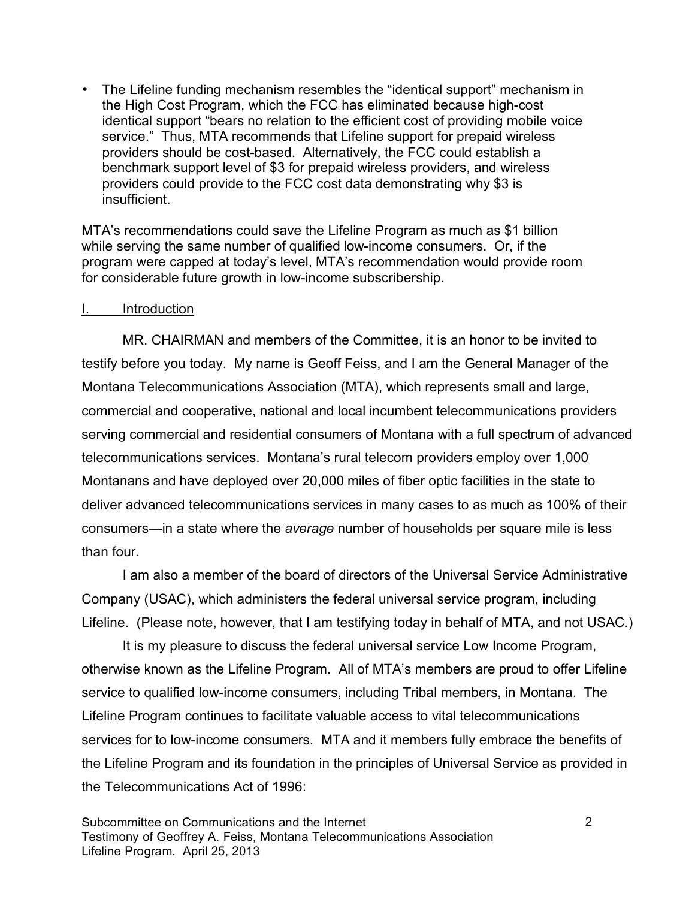- The Lifeline funding mechanism resembles the "identical support" mechanism in the High Cost Program, which the FCC has eliminated because high-cost identical support "bears no relation to the efficient cost of providing mobile voice service." Thus, MTA recommends that Lifeline support for prepaid wireless providers should be cost-based. Alternatively, the FCC could establish a benchmark support level of $3 for prepaid wireless providers, and wireless providers could provide to the FCC cost data demonstrating why $3 is insufficient.

MTA's recommendations could save the Lifeline Program as much as $1 billion while serving the same number of qualified low-income consumers. Or, if the program were capped at today's level, MTA's recommendation would provide room for considerable future growth in low-income subscribership.

## I. Introduction

MR. CHAIRMAN and members of the Committee, it is an honor to be invited to testify before you today. My name is Geoff Feiss, and I am the General Manager of the Montana Telecommunications Association (MTA), which represents small and large, commercial and cooperative, national and local incumbent telecommunications providers serving commercial and residential consumers of Montana with a full spectrum of advanced telecommunications services. Montana's rural telecom providers employ over 1,000 Montanans and have deployed over 20,000 miles of fiber optic facilities in the state to deliver advanced telecommunications services in many cases to as much as 100% of their consumers—in a state where the *average* number of households per square mile is less than four.

I am also a member of the board of directors of the Universal Service Administrative Company (USAC), which administers the federal universal service program, including Lifeline. (Please note, however, that I am testifying today in behalf of MTA, and not USAC.)

It is my pleasure to discuss the federal universal service Low Income Program, otherwise known as the Lifeline Program. All of MTA's members are proud to offer Lifeline service to qualified low-income consumers, including Tribal members, in Montana. The Lifeline Program continues to facilitate valuable access to vital telecommunications services for to low-income consumers. MTA and it members fully embrace the benefits of the Lifeline Program and its foundation in the principles of Universal Service as provided in the Telecommunications Act of 1996: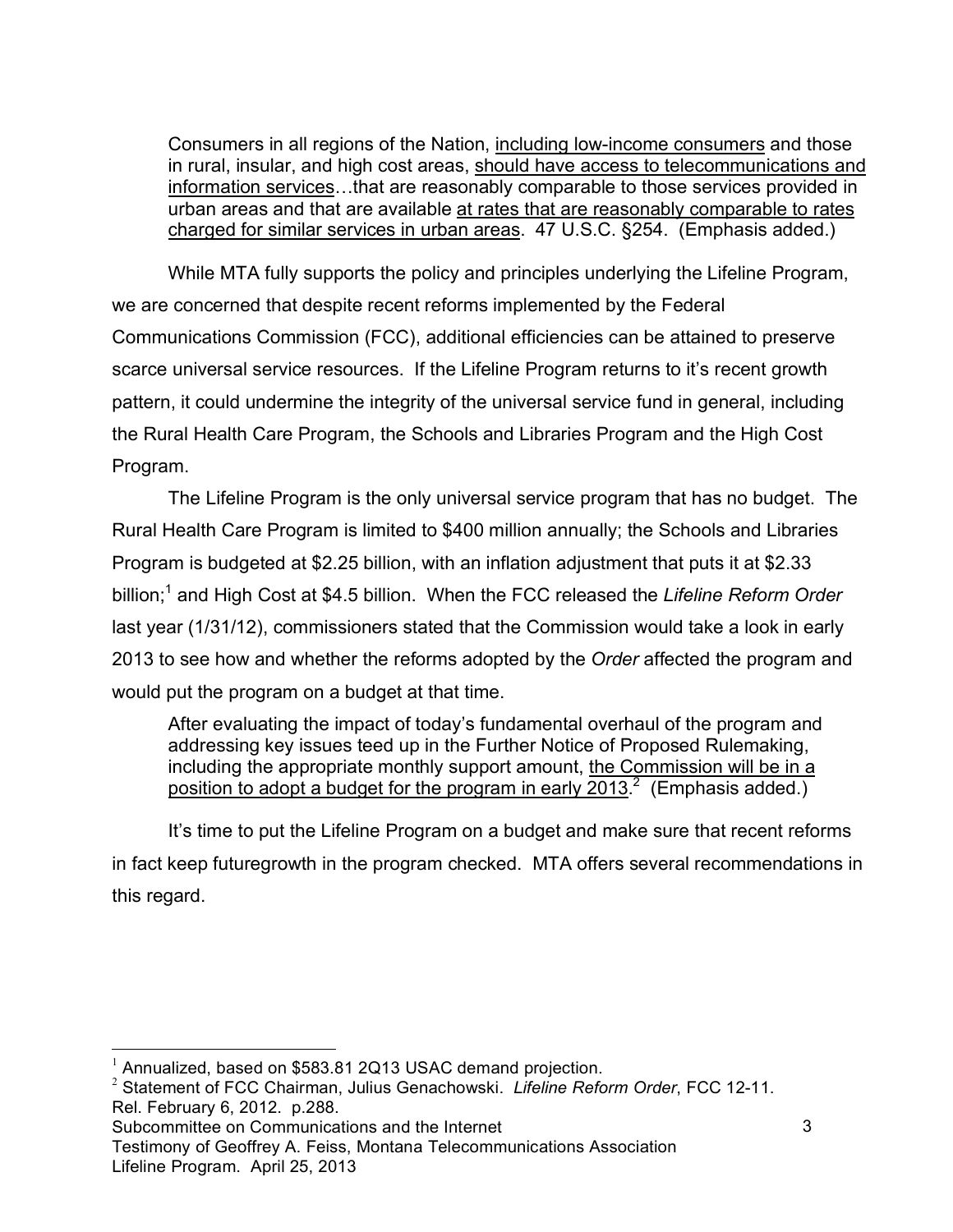> Consumers in all regions of the Nation, including low-income consumers and those in rural, insular, and high cost areas, should have access to telecommunications and information services…that are reasonably comparable to those services provided in urban areas and that are available at rates that are reasonably comparable to rates charged for similar services in urban areas. 47 U.S.C. §254. (Emphasis added.)

While MTA fully supports the policy and principles underlying the Lifeline Program, we are concerned that despite recent reforms implemented by the Federal Communications Commission (FCC), additional efficiencies can be attained to preserve scarce universal service resources. If the Lifeline Program returns to it's recent growth pattern, it could undermine the integrity of the universal service fund in general, including the Rural Health Care Program, the Schools and Libraries Program and the High Cost Program.

The Lifeline Program is the only universal service program that has no budget. The Rural Health Care Program is limited to $400 million annually; the Schools and Libraries Program is budgeted at $2.25 billion, with an inflation adjustment that puts it at $2.33 billion;[1] and High Cost at $4.5 billion. When the FCC released the *Lifeline Reform Order* last year (1/31/12), commissioners stated that the Commission would take a look in early 2013 to see how and whether the reforms adopted by the *Order* affected the program and would put the program on a budget at that time.

> After evaluating the impact of today's fundamental overhaul of the program and addressing key issues teed up in the Further Notice of Proposed Rulemaking, including the appropriate monthly support amount, the Commission will be in a position to adopt a budget for the program in early 2013.[2] (Emphasis added.)

It's time to put the Lifeline Program on a budget and make sure that recent reforms in fact keep futuregrowth in the program checked. MTA offers several recommendations in this regard.

---

[1] Annualized, based on $583.81 2Q13 USAC demand projection.

[2] Statement of FCC Chairman, Julius Genachowski. *Lifeline Reform Order*, FCC 12-11. Rel. February 6, 2012. p.288.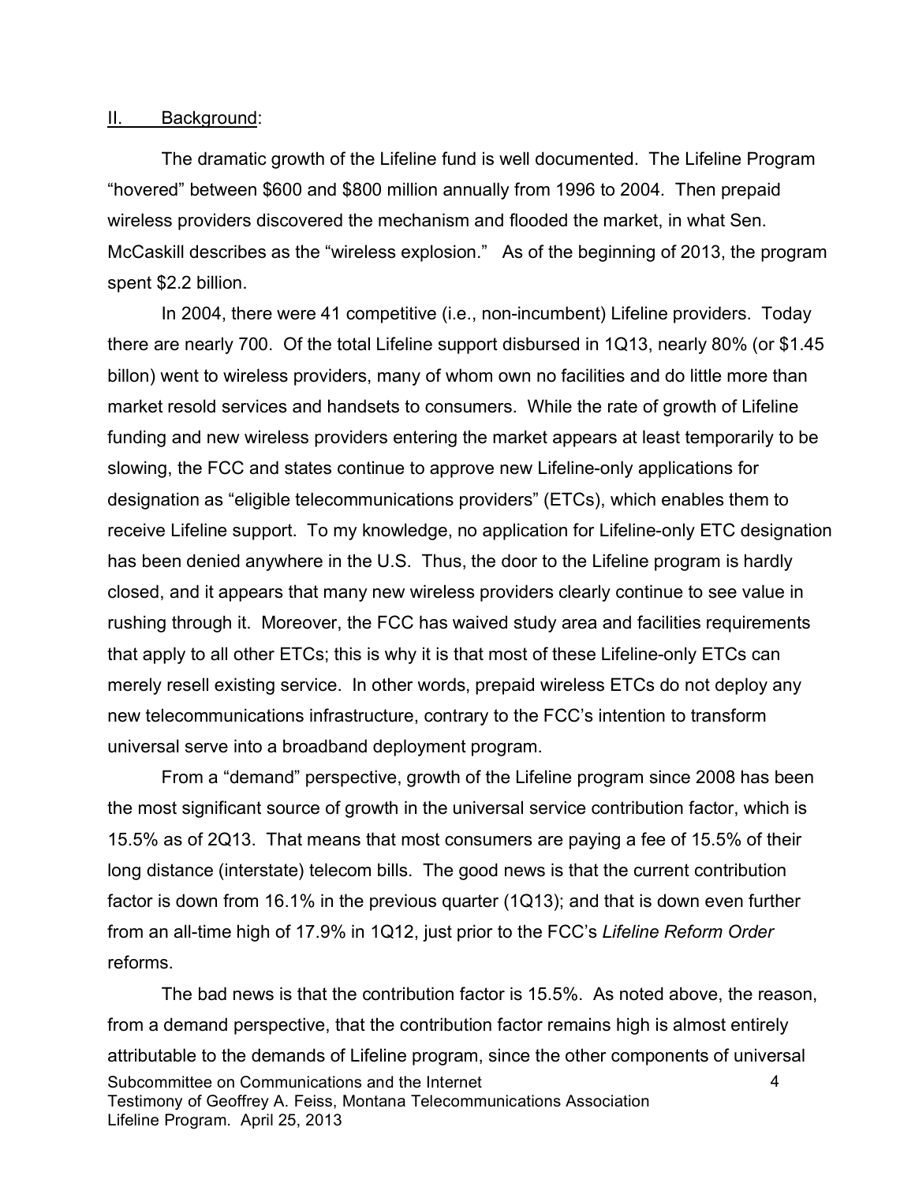## II. <u>Background</u>:

The dramatic growth of the Lifeline fund is well documented. The Lifeline Program "hovered" between $600 and $800 million annually from 1996 to 2004. Then prepaid wireless providers discovered the mechanism and flooded the market, in what Sen. McCaskill describes as the "wireless explosion." As of the beginning of 2013, the program spent $2.2 billion.

In 2004, there were 41 competitive (i.e., non-incumbent) Lifeline providers. Today there are nearly 700. Of the total Lifeline support disbursed in 1Q13, nearly 80% (or $1.45 billon) went to wireless providers, many of whom own no facilities and do little more than market resold services and handsets to consumers. While the rate of growth of Lifeline funding and new wireless providers entering the market appears at least temporarily to be slowing, the FCC and states continue to approve new Lifeline-only applications for designation as "eligible telecommunications providers" (ETCs), which enables them to receive Lifeline support. To my knowledge, no application for Lifeline-only ETC designation has been denied anywhere in the U.S. Thus, the door to the Lifeline program is hardly closed, and it appears that many new wireless providers clearly continue to see value in rushing through it. Moreover, the FCC has waived study area and facilities requirements that apply to all other ETCs; this is why it is that most of these Lifeline-only ETCs can merely resell existing service. In other words, prepaid wireless ETCs do not deploy any new telecommunications infrastructure, contrary to the FCC's intention to transform universal serve into a broadband deployment program.

From a "demand" perspective, growth of the Lifeline program since 2008 has been the most significant source of growth in the universal service contribution factor, which is 15.5% as of 2Q13. That means that most consumers are paying a fee of 15.5% of their long distance (interstate) telecom bills. The good news is that the current contribution factor is down from 16.1% in the previous quarter (1Q13); and that is down even further from an all-time high of 17.9% in 1Q12, just prior to the FCC's *Lifeline Reform Order* reforms.

The bad news is that the contribution factor is 15.5%. As noted above, the reason, from a demand perspective, that the contribution factor remains high is almost entirely attributable to the demands of Lifeline program, since the other components of universal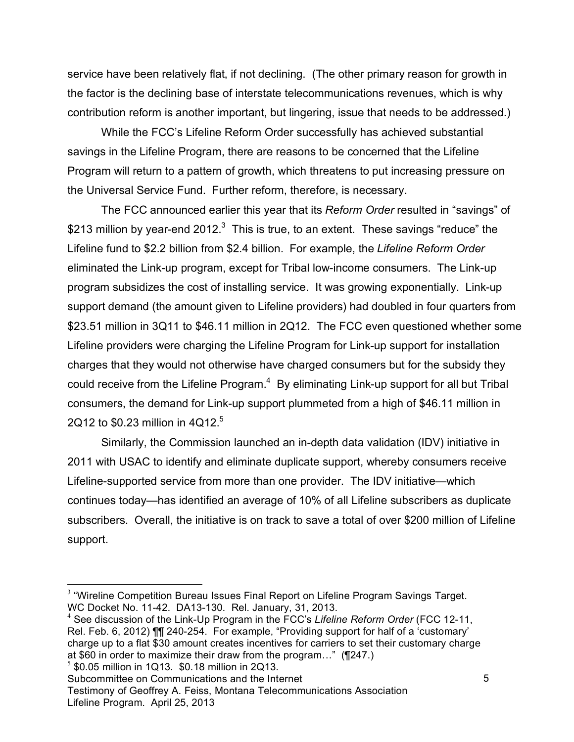service have been relatively flat, if not declining. (The other primary reason for growth in the factor is the declining base of interstate telecommunications revenues, which is why contribution reform is another important, but lingering, issue that needs to be addressed.)

While the FCC's Lifeline Reform Order successfully has achieved substantial savings in the Lifeline Program, there are reasons to be concerned that the Lifeline Program will return to a pattern of growth, which threatens to put increasing pressure on the Universal Service Fund. Further reform, therefore, is necessary.

The FCC announced earlier this year that its *Reform Order* resulted in "savings" of \$213 million by year-end 2012.[3] This is true, to an extent. These savings "reduce" the Lifeline fund to \$2.2 billion from \$2.4 billion. For example, the *Lifeline Reform Order* eliminated the Link-up program, except for Tribal low-income consumers. The Link-up program subsidizes the cost of installing service. It was growing exponentially. Link-up support demand (the amount given to Lifeline providers) had doubled in four quarters from \$23.51 million in 3Q11 to \$46.11 million in 2Q12. The FCC even questioned whether some Lifeline providers were charging the Lifeline Program for Link-up support for installation charges that they would not otherwise have charged consumers but for the subsidy they could receive from the Lifeline Program.[4] By eliminating Link-up support for all but Tribal consumers, the demand for Link-up support plummeted from a high of \$46.11 million in 2Q12 to \$0.23 million in 4Q12.[5]

Similarly, the Commission launched an in-depth data validation (IDV) initiative in 2011 with USAC to identify and eliminate duplicate support, whereby consumers receive Lifeline-supported service from more than one provider. The IDV initiative—which continues today—has identified an average of 10% of all Lifeline subscribers as duplicate subscribers. Overall, the initiative is on track to save a total of over \$200 million of Lifeline support.

---

[3] "Wireline Competition Bureau Issues Final Report on Lifeline Program Savings Target. WC Docket No. 11-42. DA13-130. Rel. January, 31, 2013.

[4] See discussion of the Link-Up Program in the FCC's *Lifeline Reform Order* (FCC 12-11, Rel. Feb. 6, 2012) ¶¶ 240-254. For example, "Providing support for half of a 'customary' charge up to a flat \$30 amount creates incentives for carriers to set their customary charge at \$60 in order to maximize their draw from the program…" (¶247.)

[5] \$0.05 million in 1Q13. \$0.18 million in 2Q13.

Subcommittee on Communications and the Internet
Testimony of Geoffrey A. Feiss, Montana Telecommunications Association
Lifeline Program. April 25, 2013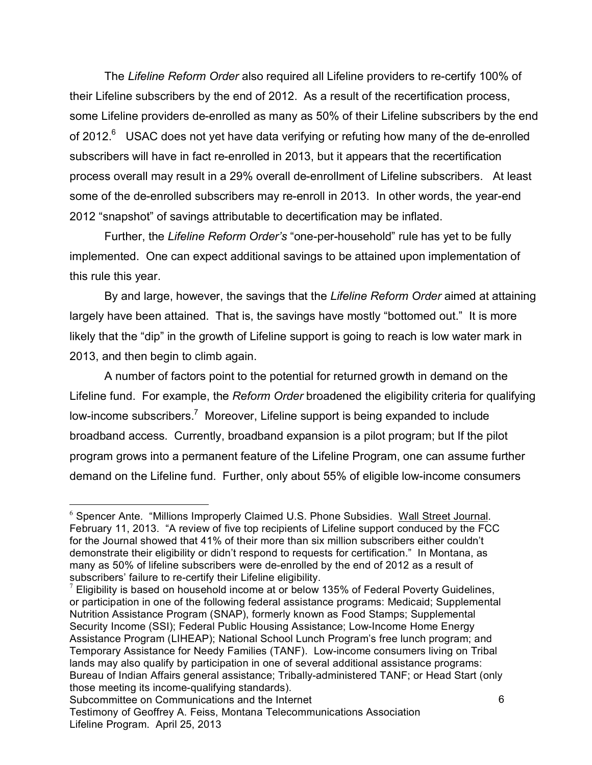The *Lifeline Reform Order* also required all Lifeline providers to re-certify 100% of their Lifeline subscribers by the end of 2012. As a result of the recertification process, some Lifeline providers de-enrolled as many as 50% of their Lifeline subscribers by the end of 2012.[6] USAC does not yet have data verifying or refuting how many of the de-enrolled subscribers will have in fact re-enrolled in 2013, but it appears that the recertification process overall may result in a 29% overall de-enrollment of Lifeline subscribers. At least some of the de-enrolled subscribers may re-enroll in 2013. In other words, the year-end 2012 "snapshot" of savings attributable to decertification may be inflated.

Further, the *Lifeline Reform Order's* "one-per-household" rule has yet to be fully implemented. One can expect additional savings to be attained upon implementation of this rule this year.

By and large, however, the savings that the *Lifeline Reform Order* aimed at attaining largely have been attained. That is, the savings have mostly "bottomed out." It is more likely that the "dip" in the growth of Lifeline support is going to reach is low water mark in 2013, and then begin to climb again.

A number of factors point to the potential for returned growth in demand on the Lifeline fund. For example, the *Reform Order* broadened the eligibility criteria for qualifying low-income subscribers.[7] Moreover, Lifeline support is being expanded to include broadband access. Currently, broadband expansion is a pilot program; but If the pilot program grows into a permanent feature of the Lifeline Program, one can assume further demand on the Lifeline fund. Further, only about 55% of eligible low-income consumers

---

[6] Spencer Ante. "Millions Improperly Claimed U.S. Phone Subsidies. Wall Street Journal. February 11, 2013. "A review of five top recipients of Lifeline support conduced by the FCC for the Journal showed that 41% of their more than six million subscribers either couldn't demonstrate their eligibility or didn't respond to requests for certification." In Montana, as many as 50% of lifeline subscribers were de-enrolled by the end of 2012 as a result of subscribers' failure to re-certify their Lifeline eligibility.

[7] Eligibility is based on household income at or below 135% of Federal Poverty Guidelines, or participation in one of the following federal assistance programs: Medicaid; Supplemental Nutrition Assistance Program (SNAP), formerly known as Food Stamps; Supplemental Security Income (SSI); Federal Public Housing Assistance; Low-Income Home Energy Assistance Program (LIHEAP); National School Lunch Program's free lunch program; and Temporary Assistance for Needy Families (TANF). Low-income consumers living on Tribal lands may also qualify by participation in one of several additional assistance programs: Bureau of Indian Affairs general assistance; Tribally-administered TANF; or Head Start (only those meeting its income-qualifying standards).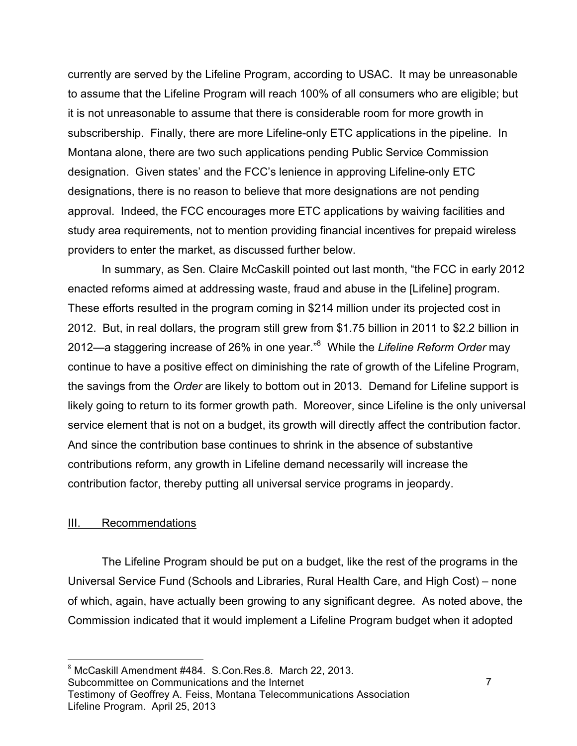currently are served by the Lifeline Program, according to USAC. It may be unreasonable to assume that the Lifeline Program will reach 100% of all consumers who are eligible; but it is not unreasonable to assume that there is considerable room for more growth in subscribership. Finally, there are more Lifeline-only ETC applications in the pipeline. In Montana alone, there are two such applications pending Public Service Commission designation. Given states' and the FCC's lenience in approving Lifeline-only ETC designations, there is no reason to believe that more designations are not pending approval. Indeed, the FCC encourages more ETC applications by waiving facilities and study area requirements, not to mention providing financial incentives for prepaid wireless providers to enter the market, as discussed further below.

In summary, as Sen. Claire McCaskill pointed out last month, "the FCC in early 2012 enacted reforms aimed at addressing waste, fraud and abuse in the [Lifeline] program. These efforts resulted in the program coming in $214 million under its projected cost in 2012. But, in real dollars, the program still grew from $1.75 billion in 2011 to $2.2 billion in 2012—a staggering increase of 26% in one year."[8] While the *Lifeline Reform Order* may continue to have a positive effect on diminishing the rate of growth of the Lifeline Program, the savings from the *Order* are likely to bottom out in 2013. Demand for Lifeline support is likely going to return to its former growth path. Moreover, since Lifeline is the only universal service element that is not on a budget, its growth will directly affect the contribution factor. And since the contribution base continues to shrink in the absence of substantive contributions reform, any growth in Lifeline demand necessarily will increase the contribution factor, thereby putting all universal service programs in jeopardy.

## III. Recommendations

The Lifeline Program should be put on a budget, like the rest of the programs in the Universal Service Fund (Schools and Libraries, Rural Health Care, and High Cost) – none of which, again, have actually been growing to any significant degree. As noted above, the Commission indicated that it would implement a Lifeline Program budget when it adopted

[8] McCaskill Amendment #484. S.Con.Res.8. March 22, 2013.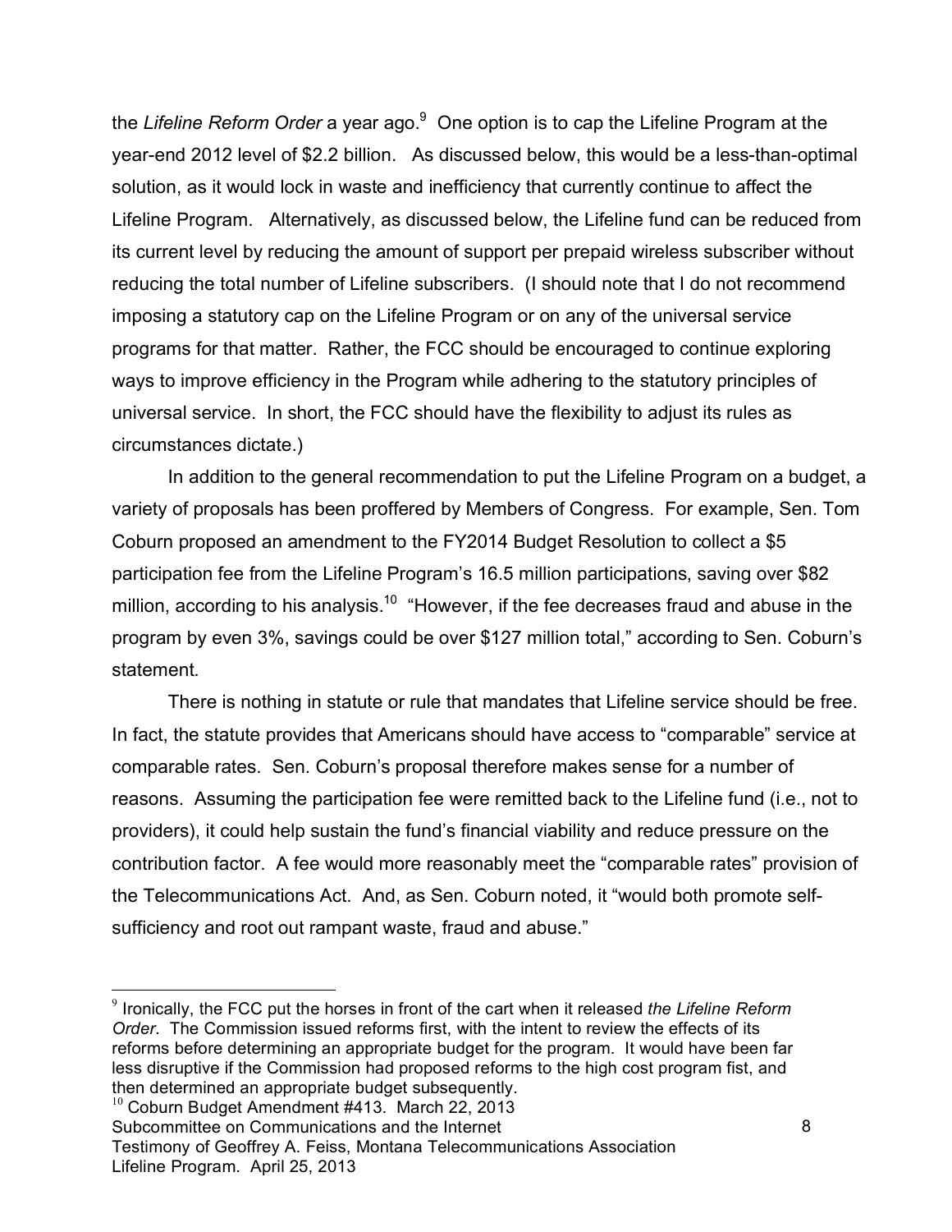the *Lifeline Reform Order* a year ago.[9] One option is to cap the Lifeline Program at the year-end 2012 level of $2.2 billion. As discussed below, this would be a less-than-optimal solution, as it would lock in waste and inefficiency that currently continue to affect the Lifeline Program. Alternatively, as discussed below, the Lifeline fund can be reduced from its current level by reducing the amount of support per prepaid wireless subscriber without reducing the total number of Lifeline subscribers. (I should note that I do not recommend imposing a statutory cap on the Lifeline Program or on any of the universal service programs for that matter. Rather, the FCC should be encouraged to continue exploring ways to improve efficiency in the Program while adhering to the statutory principles of universal service. In short, the FCC should have the flexibility to adjust its rules as circumstances dictate.)

In addition to the general recommendation to put the Lifeline Program on a budget, a variety of proposals has been proffered by Members of Congress. For example, Sen. Tom Coburn proposed an amendment to the FY2014 Budget Resolution to collect a $5 participation fee from the Lifeline Program's 16.5 million participations, saving over $82 million, according to his analysis.[10] "However, if the fee decreases fraud and abuse in the program by even 3%, savings could be over $127 million total," according to Sen. Coburn's statement.

There is nothing in statute or rule that mandates that Lifeline service should be free. In fact, the statute provides that Americans should have access to "comparable" service at comparable rates. Sen. Coburn's proposal therefore makes sense for a number of reasons. Assuming the participation fee were remitted back to the Lifeline fund (i.e., not to providers), it could help sustain the fund's financial viability and reduce pressure on the contribution factor. A fee would more reasonably meet the "comparable rates" provision of the Telecommunications Act. And, as Sen. Coburn noted, it "would both promote self-sufficiency and root out rampant waste, fraud and abuse."

[9] Ironically, the FCC put the horses in front of the cart when it released *the Lifeline Reform Order*. The Commission issued reforms first, with the intent to review the effects of its reforms before determining an appropriate budget for the program. It would have been far less disruptive if the Commission had proposed reforms to the high cost program fist, and then determined an appropriate budget subsequently.

[10] Coburn Budget Amendment #413. March 22, 2013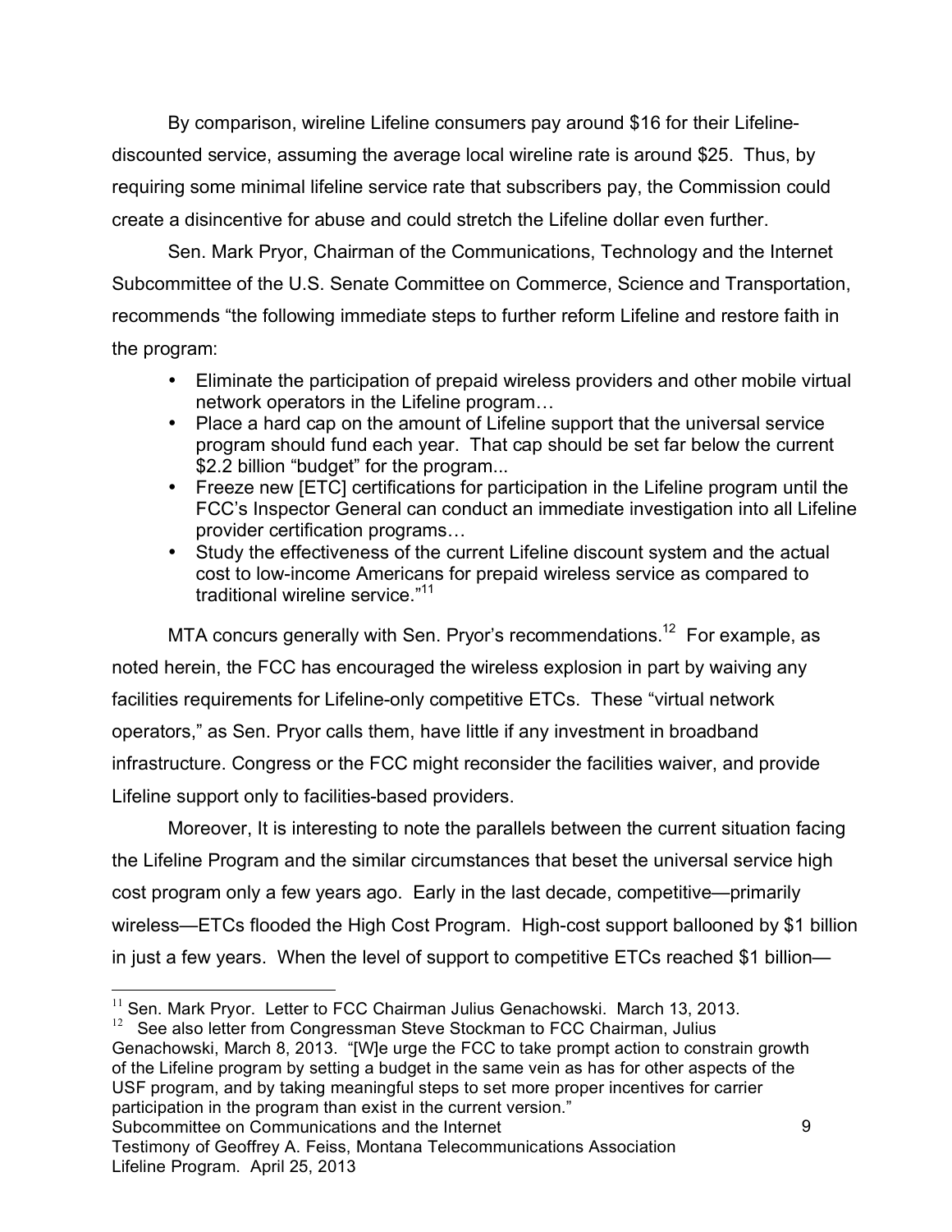By comparison, wireline Lifeline consumers pay around $16 for their Lifeline-discounted service, assuming the average local wireline rate is around $25. Thus, by requiring some minimal lifeline service rate that subscribers pay, the Commission could create a disincentive for abuse and could stretch the Lifeline dollar even further.

Sen. Mark Pryor, Chairman of the Communications, Technology and the Internet Subcommittee of the U.S. Senate Committee on Commerce, Science and Transportation, recommends "the following immediate steps to further reform Lifeline and restore faith in the program:

- Eliminate the participation of prepaid wireless providers and other mobile virtual network operators in the Lifeline program…
- Place a hard cap on the amount of Lifeline support that the universal service program should fund each year. That cap should be set far below the current $2.2 billion "budget" for the program...
- Freeze new [ETC] certifications for participation in the Lifeline program until the FCC's Inspector General can conduct an immediate investigation into all Lifeline provider certification programs…
- Study the effectiveness of the current Lifeline discount system and the actual cost to low-income Americans for prepaid wireless service as compared to traditional wireline service."[11]

MTA concurs generally with Sen. Pryor's recommendations.[12] For example, as noted herein, the FCC has encouraged the wireless explosion in part by waiving any facilities requirements for Lifeline-only competitive ETCs. These "virtual network operators," as Sen. Pryor calls them, have little if any investment in broadband infrastructure. Congress or the FCC might reconsider the facilities waiver, and provide Lifeline support only to facilities-based providers.

Moreover, It is interesting to note the parallels between the current situation facing the Lifeline Program and the similar circumstances that beset the universal service high cost program only a few years ago. Early in the last decade, competitive—primarily wireless—ETCs flooded the High Cost Program. High-cost support ballooned by $1 billion in just a few years. When the level of support to competitive ETCs reached $1 billion—

---

[11] Sen. Mark Pryor. Letter to FCC Chairman Julius Genachowski. March 13, 2013.

[12] See also letter from Congressman Steve Stockman to FCC Chairman, Julius Genachowski, March 8, 2013. "[W]e urge the FCC to take prompt action to constrain growth of the Lifeline program by setting a budget in the same vein as has for other aspects of the USF program, and by taking meaningful steps to set more proper incentives for carrier participation in the program than exist in the current version."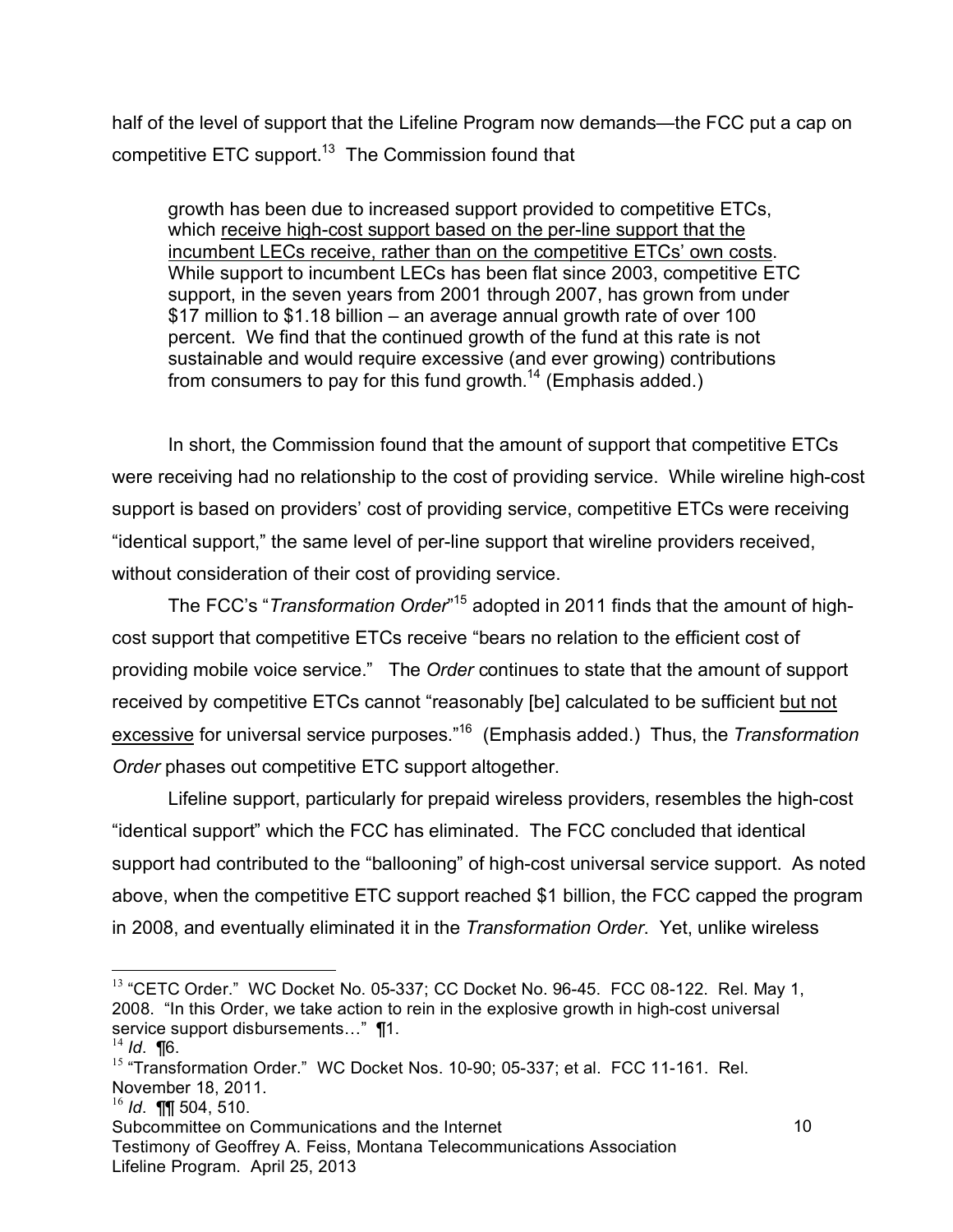half of the level of support that the Lifeline Program now demands—the FCC put a cap on competitive ETC support.[13] The Commission found that

> growth has been due to increased support provided to competitive ETCs, which <u>receive high-cost support based on the per-line support that the incumbent LECs receive, rather than on the competitive ETCs' own costs</u>. While support to incumbent LECs has been flat since 2003, competitive ETC support, in the seven years from 2001 through 2007, has grown from under $17 million to $1.18 billion – an average annual growth rate of over 100 percent. We find that the continued growth of the fund at this rate is not sustainable and would require excessive (and ever growing) contributions from consumers to pay for this fund growth.[14] (Emphasis added.)

In short, the Commission found that the amount of support that competitive ETCs were receiving had no relationship to the cost of providing service. While wireline high-cost support is based on providers' cost of providing service, competitive ETCs were receiving "identical support," the same level of per-line support that wireline providers received, without consideration of their cost of providing service.

The FCC's "*Transformation Order*"[15] adopted in 2011 finds that the amount of high-cost support that competitive ETCs receive "bears no relation to the efficient cost of providing mobile voice service." The *Order* continues to state that the amount of support received by competitive ETCs cannot "reasonably [be] calculated to be sufficient <u>but not excessive</u> for universal service purposes."[16] (Emphasis added.) Thus, the *Transformation Order* phases out competitive ETC support altogether.

Lifeline support, particularly for prepaid wireless providers, resembles the high-cost "identical support" which the FCC has eliminated. The FCC concluded that identical support had contributed to the "ballooning" of high-cost universal service support. As noted above, when the competitive ETC support reached $1 billion, the FCC capped the program in 2008, and eventually eliminated it in the *Transformation Order*. Yet, unlike wireless

---

[13] "CETC Order." WC Docket No. 05-337; CC Docket No. 96-45. FCC 08-122. Rel. May 1, 2008. "In this Order, we take action to rein in the explosive growth in high-cost universal service support disbursements…" ¶1.

[14] *Id*. ¶6.

[15] "Transformation Order." WC Docket Nos. 10-90; 05-337; et al. FCC 11-161. Rel. November 18, 2011.

[16] *Id*. ¶¶ 504, 510.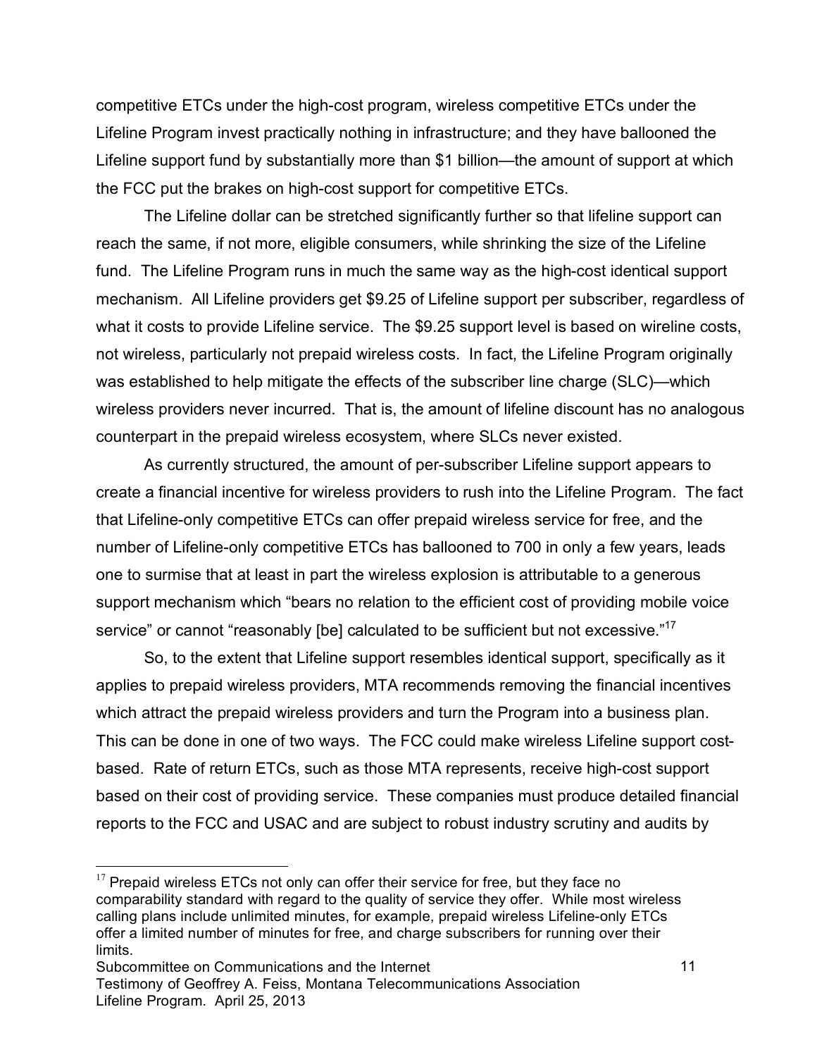competitive ETCs under the high-cost program, wireless competitive ETCs under the Lifeline Program invest practically nothing in infrastructure; and they have ballooned the Lifeline support fund by substantially more than $1 billion—the amount of support at which the FCC put the brakes on high-cost support for competitive ETCs.

The Lifeline dollar can be stretched significantly further so that lifeline support can reach the same, if not more, eligible consumers, while shrinking the size of the Lifeline fund. The Lifeline Program runs in much the same way as the high-cost identical support mechanism. All Lifeline providers get $9.25 of Lifeline support per subscriber, regardless of what it costs to provide Lifeline service. The $9.25 support level is based on wireline costs, not wireless, particularly not prepaid wireless costs. In fact, the Lifeline Program originally was established to help mitigate the effects of the subscriber line charge (SLC)—which wireless providers never incurred. That is, the amount of lifeline discount has no analogous counterpart in the prepaid wireless ecosystem, where SLCs never existed.

As currently structured, the amount of per-subscriber Lifeline support appears to create a financial incentive for wireless providers to rush into the Lifeline Program. The fact that Lifeline-only competitive ETCs can offer prepaid wireless service for free, and the number of Lifeline-only competitive ETCs has ballooned to 700 in only a few years, leads one to surmise that at least in part the wireless explosion is attributable to a generous support mechanism which "bears no relation to the efficient cost of providing mobile voice service" or cannot "reasonably [be] calculated to be sufficient but not excessive."[17]

So, to the extent that Lifeline support resembles identical support, specifically as it applies to prepaid wireless providers, MTA recommends removing the financial incentives which attract the prepaid wireless providers and turn the Program into a business plan. This can be done in one of two ways. The FCC could make wireless Lifeline support cost-based. Rate of return ETCs, such as those MTA represents, receive high-cost support based on their cost of providing service. These companies must produce detailed financial reports to the FCC and USAC and are subject to robust industry scrutiny and audits by

[17] Prepaid wireless ETCs not only can offer their service for free, but they face no comparability standard with regard to the quality of service they offer. While most wireless calling plans include unlimited minutes, for example, prepaid wireless Lifeline-only ETCs offer a limited number of minutes for free, and charge subscribers for running over their limits.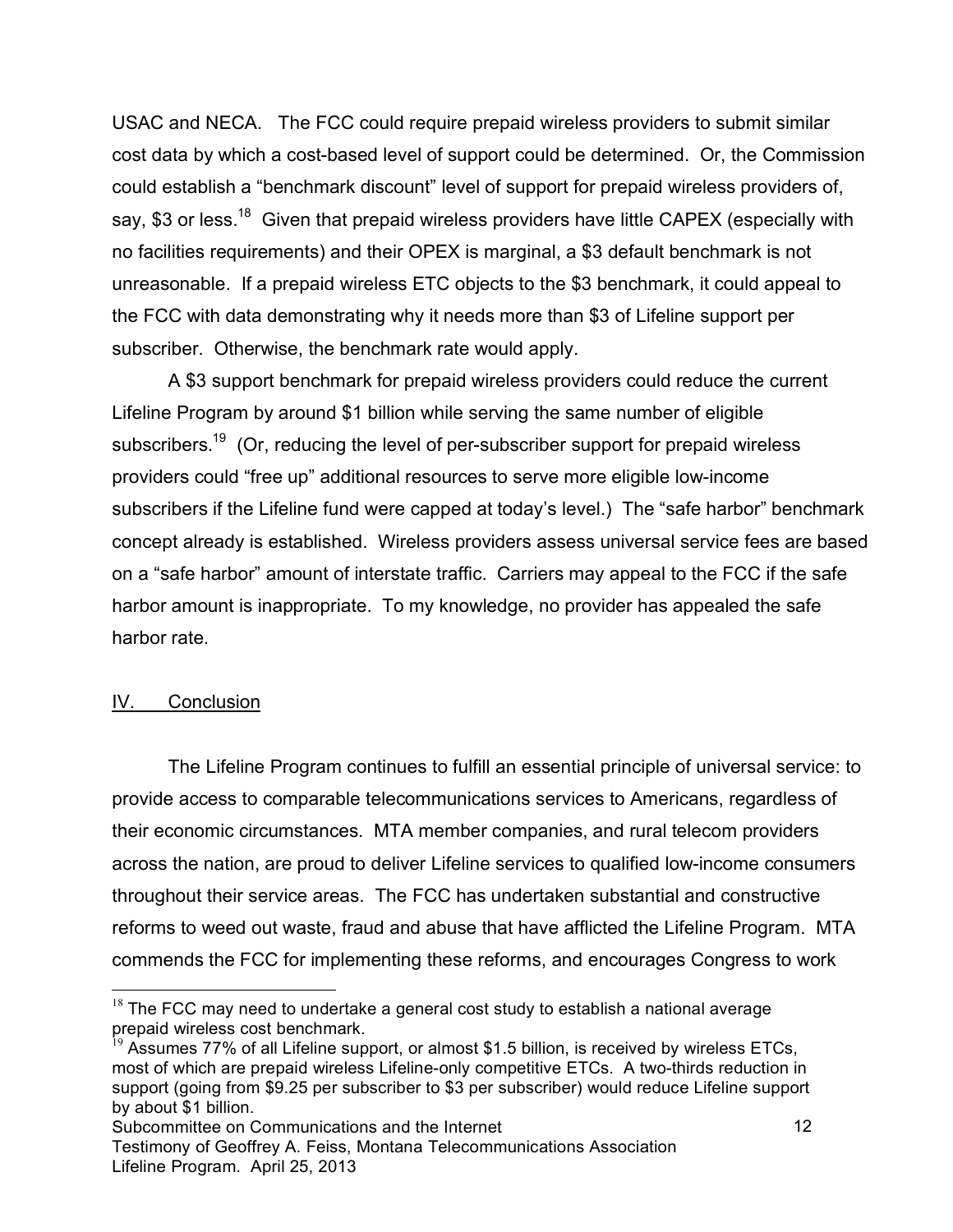USAC and NECA. The FCC could require prepaid wireless providers to submit similar cost data by which a cost-based level of support could be determined. Or, the Commission could establish a "benchmark discount" level of support for prepaid wireless providers of, say, $3 or less.[18] Given that prepaid wireless providers have little CAPEX (especially with no facilities requirements) and their OPEX is marginal, a $3 default benchmark is not unreasonable. If a prepaid wireless ETC objects to the $3 benchmark, it could appeal to the FCC with data demonstrating why it needs more than $3 of Lifeline support per subscriber. Otherwise, the benchmark rate would apply.

A $3 support benchmark for prepaid wireless providers could reduce the current Lifeline Program by around $1 billion while serving the same number of eligible subscribers.[19] (Or, reducing the level of per-subscriber support for prepaid wireless providers could "free up" additional resources to serve more eligible low-income subscribers if the Lifeline fund were capped at today's level.) The "safe harbor" benchmark concept already is established. Wireless providers assess universal service fees are based on a "safe harbor" amount of interstate traffic. Carriers may appeal to the FCC if the safe harbor amount is inappropriate. To my knowledge, no provider has appealed the safe harbor rate.

## IV. Conclusion

The Lifeline Program continues to fulfill an essential principle of universal service: to provide access to comparable telecommunications services to Americans, regardless of their economic circumstances. MTA member companies, and rural telecom providers across the nation, are proud to deliver Lifeline services to qualified low-income consumers throughout their service areas. The FCC has undertaken substantial and constructive reforms to weed out waste, fraud and abuse that have afflicted the Lifeline Program. MTA commends the FCC for implementing these reforms, and encourages Congress to work

---

[18] The FCC may need to undertake a general cost study to establish a national average prepaid wireless cost benchmark.

[19] Assumes 77% of all Lifeline support, or almost $1.5 billion, is received by wireless ETCs, most of which are prepaid wireless Lifeline-only competitive ETCs. A two-thirds reduction in support (going from $9.25 per subscriber to $3 per subscriber) would reduce Lifeline support by about $1 billion.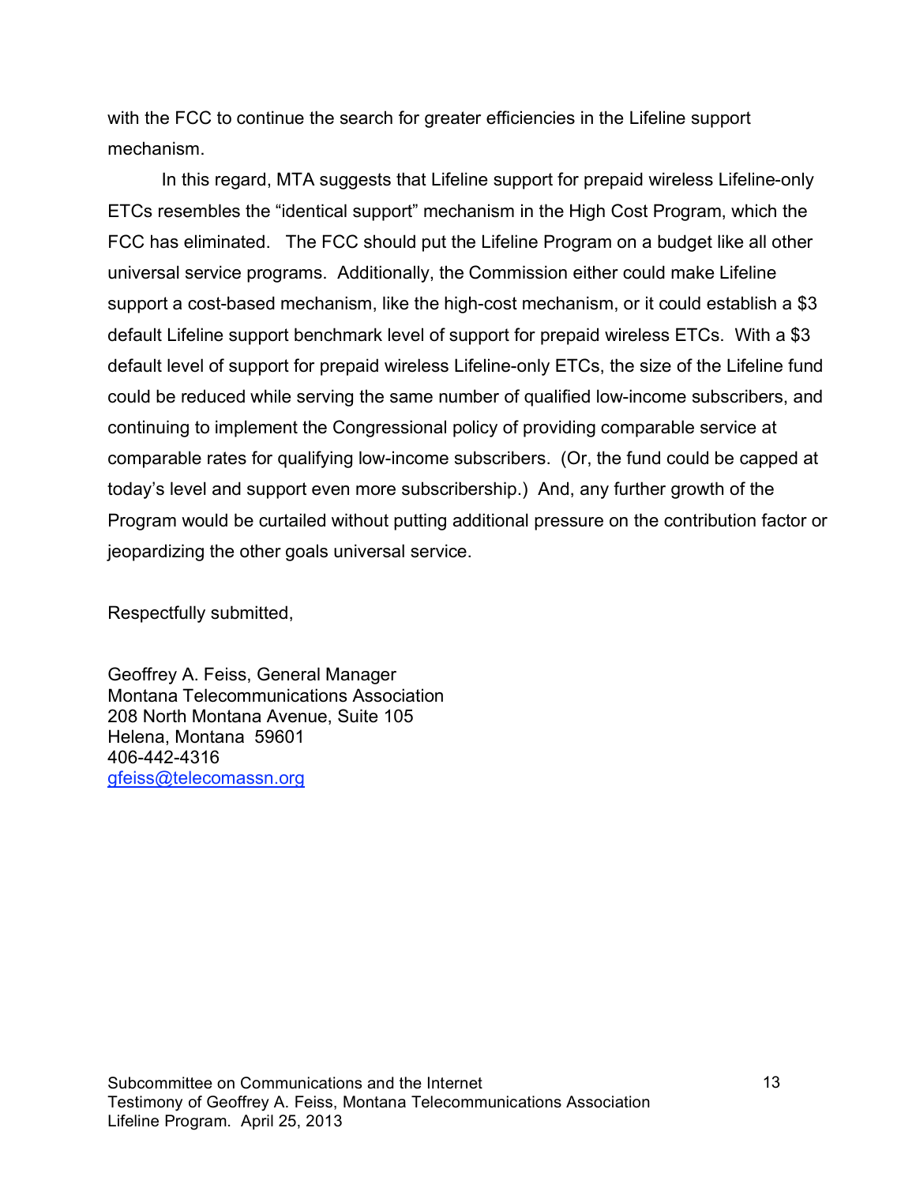with the FCC to continue the search for greater efficiencies in the Lifeline support mechanism.

In this regard, MTA suggests that Lifeline support for prepaid wireless Lifeline-only ETCs resembles the "identical support" mechanism in the High Cost Program, which the FCC has eliminated. The FCC should put the Lifeline Program on a budget like all other universal service programs. Additionally, the Commission either could make Lifeline support a cost-based mechanism, like the high-cost mechanism, or it could establish a $3 default Lifeline support benchmark level of support for prepaid wireless ETCs. With a $3 default level of support for prepaid wireless Lifeline-only ETCs, the size of the Lifeline fund could be reduced while serving the same number of qualified low-income subscribers, and continuing to implement the Congressional policy of providing comparable service at comparable rates for qualifying low-income subscribers. (Or, the fund could be capped at today's level and support even more subscribership.) And, any further growth of the Program would be curtailed without putting additional pressure on the contribution factor or jeopardizing the other goals universal service.

Respectfully submitted,

Geoffrey A. Feiss, General Manager
Montana Telecommunications Association
208 North Montana Avenue, Suite 105
Helena, Montana 59601
406-442-4316
gfeiss@telecomassn.org